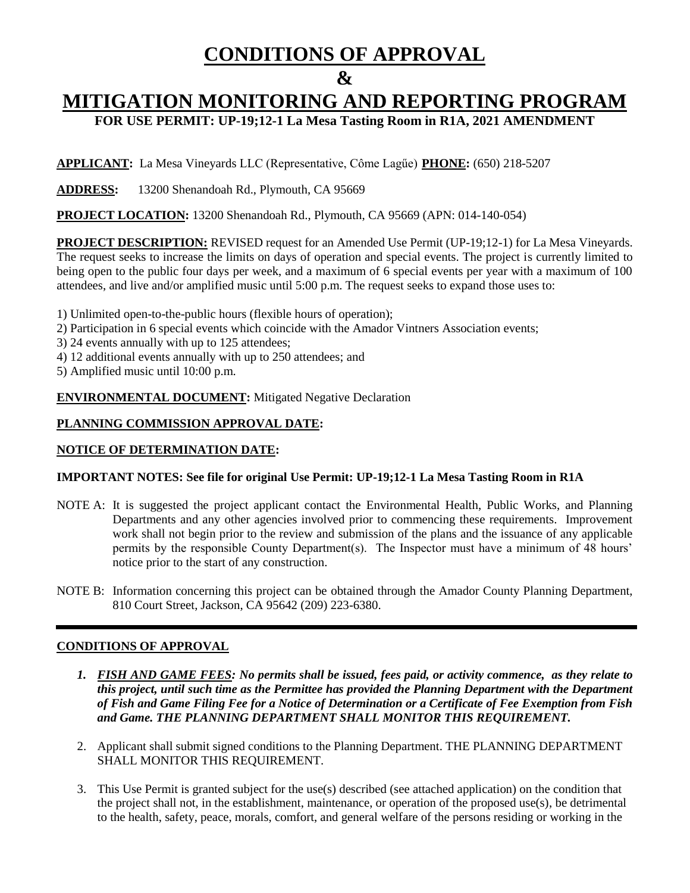# CONDITIONS OF APPROVAL

# &

# MITIGATION MONITORING AND REPORTING PROGRAM

**FOR USE PERMIT: UP-19;12-1 La Mesa Tasting Room in R1A, 2021 AMENDMENT**

**APPLICANT:** La Mesa Vineyards LLC (Representative, Côme Lagűe) **PHONE:** (650) 218-5207

**ADDRESS:** 13200 Shenandoah Rd., Plymouth, CA 95669

**PROJECT LOCATION:** 13200 Shenandoah Rd., Plymouth, CA 95669 (APN: 014-140-054)

**PROJECT DESCRIPTION:** REVISED request for an Amended Use Permit (UP-19;12-1) for La Mesa Vineyards. The request seeks to increase the limits on days of operation and special events. The project is currently limited to being open to the public four days per week, and a maximum of 6 special events per year with a maximum of 100 attendees, and live and/or amplified music until 5:00 p.m. The request seeks to expand those uses to:

1) Unlimited open-to-the-public hours (flexible hours of operation);
2) Participation in 6 special events which coincide with the Amador Vintners Association events;
3) 24 events annually with up to 125 attendees;
4) 12 additional events annually with up to 250 attendees; and
5) Amplified music until 10:00 p.m.

**ENVIRONMENTAL DOCUMENT:** Mitigated Negative Declaration

**PLANNING COMMISSION APPROVAL DATE:**

**NOTICE OF DETERMINATION DATE:**

**IMPORTANT NOTES: See file for original Use Permit: UP-19;12-1 La Mesa Tasting Room in R1A**

NOTE A: It is suggested the project applicant contact the Environmental Health, Public Works, and Planning Departments and any other agencies involved prior to commencing these requirements. Improvement work shall not begin prior to the review and submission of the plans and the issuance of any applicable permits by the responsible County Department(s). The Inspector must have a minimum of 48 hours' notice prior to the start of any construction.

NOTE B: Information concerning this project can be obtained through the Amador County Planning Department, 810 Court Street, Jackson, CA 95642 (209) 223-6380.

---

## CONDITIONS OF APPROVAL

1. ***FISH AND GAME FEES: No permits shall be issued, fees paid, or activity commence, as they relate to this project, until such time as the Permittee has provided the Planning Department with the Department of Fish and Game Filing Fee for a Notice of Determination or a Certificate of Fee Exemption from Fish and Game. THE PLANNING DEPARTMENT SHALL MONITOR THIS REQUIREMENT.***

2. Applicant shall submit signed conditions to the Planning Department. THE PLANNING DEPARTMENT SHALL MONITOR THIS REQUIREMENT.

3. This Use Permit is granted subject for the use(s) described (see attached application) on the condition that the project shall not, in the establishment, maintenance, or operation of the proposed use(s), be detrimental to the health, safety, peace, morals, comfort, and general welfare of the persons residing or working in the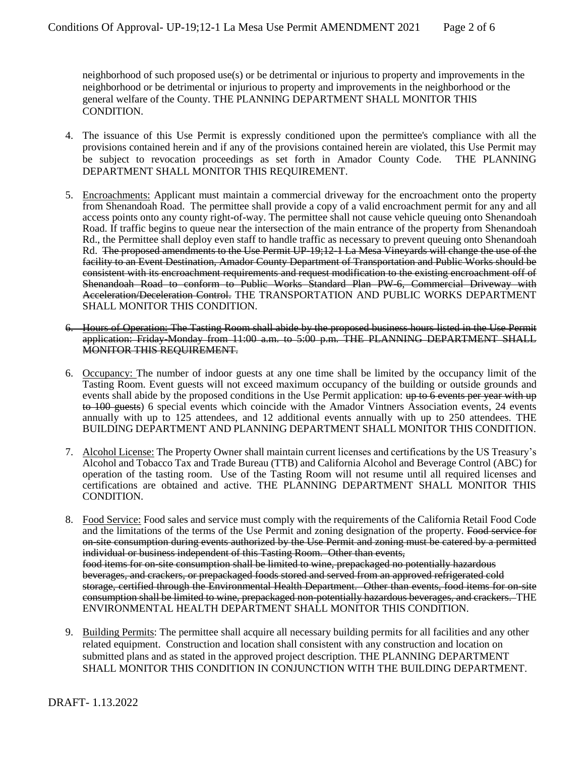neighborhood of such proposed use(s) or be detrimental or injurious to property and improvements in the neighborhood or be detrimental or injurious to property and improvements in the neighborhood or the general welfare of the County. THE PLANNING DEPARTMENT SHALL MONITOR THIS CONDITION.

4. The issuance of this Use Permit is expressly conditioned upon the permittee's compliance with all the provisions contained herein and if any of the provisions contained herein are violated, this Use Permit may be subject to revocation proceedings as set forth in Amador County Code. THE PLANNING DEPARTMENT SHALL MONITOR THIS REQUIREMENT.

5. Encroachments: Applicant must maintain a commercial driveway for the encroachment onto the property from Shenandoah Road. The permittee shall provide a copy of a valid encroachment permit for any and all access points onto any county right-of-way. The permittee shall not cause vehicle queuing onto Shenandoah Road. If traffic begins to queue near the intersection of the main entrance of the property from Shenandoah Rd., the Permittee shall deploy even staff to handle traffic as necessary to prevent queuing onto Shenandoah Rd. ~~The proposed amendments to the Use Permit UP-19;12-1 La Mesa Vineyards will change the use of the facility to an Event Destination, Amador County Department of Transportation and Public Works should be consistent with its encroachment requirements and request modification to the existing encroachment off of Shenandoah Road to conform to Public Works Standard Plan PW-6, Commercial Driveway with Acceleration/Deceleration Control.~~ THE TRANSPORTATION AND PUBLIC WORKS DEPARTMENT SHALL MONITOR THIS CONDITION.

~~6. Hours of Operation: The Tasting Room shall abide by the proposed business hours listed in the Use Permit application: Friday-Monday from 11:00 a.m. to 5:00 p.m. THE PLANNING DEPARTMENT SHALL MONITOR THIS REQUIREMENT.~~

6. Occupancy: The number of indoor guests at any one time shall be limited by the occupancy limit of the Tasting Room. Event guests will not exceed maximum occupancy of the building or outside grounds and events shall abide by the proposed conditions in the Use Permit application: ~~up to 6 events per year with up to 100 guests~~) 6 special events which coincide with the Amador Vintners Association events, 24 events annually with up to 125 attendees, and 12 additional events annually with up to 250 attendees. THE BUILDING DEPARTMENT AND PLANNING DEPARTMENT SHALL MONITOR THIS CONDITION.

7. Alcohol License: The Property Owner shall maintain current licenses and certifications by the US Treasury's Alcohol and Tobacco Tax and Trade Bureau (TTB) and California Alcohol and Beverage Control (ABC) for operation of the tasting room. Use of the Tasting Room will not resume until all required licenses and certifications are obtained and active. THE PLANNING DEPARTMENT SHALL MONITOR THIS CONDITION.

8. Food Service: Food sales and service must comply with the requirements of the California Retail Food Code and the limitations of the terms of the Use Permit and zoning designation of the property. ~~Food service for on-site consumption during events authorized by the Use Permit and zoning must be catered by a permitted individual or business independent of this Tasting Room. Other than events, food items for on-site consumption shall be limited to wine, prepackaged no potentially hazardous beverages, and crackers, or prepackaged foods stored and served from an approved refrigerated cold storage, certified through the Environmental Health Department. Other than events, food items for on-site consumption shall be limited to wine, prepackaged non-potentially hazardous beverages, and crackers.~~ THE ENVIRONMENTAL HEALTH DEPARTMENT SHALL MONITOR THIS CONDITION.

9. Building Permits: The permittee shall acquire all necessary building permits for all facilities and any other related equipment. Construction and location shall consistent with any construction and location on submitted plans and as stated in the approved project description. THE PLANNING DEPARTMENT SHALL MONITOR THIS CONDITION IN CONJUNCTION WITH THE BUILDING DEPARTMENT.

DRAFT- 1.13.2022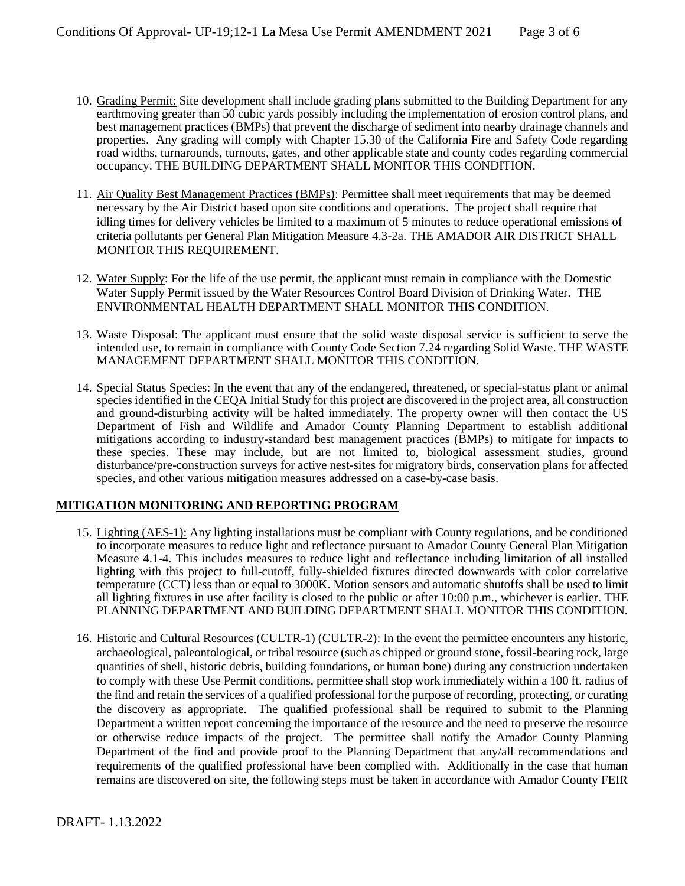10. Grading Permit: Site development shall include grading plans submitted to the Building Department for any earthmoving greater than 50 cubic yards possibly including the implementation of erosion control plans, and best management practices (BMPs) that prevent the discharge of sediment into nearby drainage channels and properties. Any grading will comply with Chapter 15.30 of the California Fire and Safety Code regarding road widths, turnarounds, turnouts, gates, and other applicable state and county codes regarding commercial occupancy. THE BUILDING DEPARTMENT SHALL MONITOR THIS CONDITION.

11. Air Quality Best Management Practices (BMPs): Permittee shall meet requirements that may be deemed necessary by the Air District based upon site conditions and operations. The project shall require that idling times for delivery vehicles be limited to a maximum of 5 minutes to reduce operational emissions of criteria pollutants per General Plan Mitigation Measure 4.3-2a. THE AMADOR AIR DISTRICT SHALL MONITOR THIS REQUIREMENT.

12. Water Supply: For the life of the use permit, the applicant must remain in compliance with the Domestic Water Supply Permit issued by the Water Resources Control Board Division of Drinking Water. THE ENVIRONMENTAL HEALTH DEPARTMENT SHALL MONITOR THIS CONDITION.

13. Waste Disposal: The applicant must ensure that the solid waste disposal service is sufficient to serve the intended use, to remain in compliance with County Code Section 7.24 regarding Solid Waste. THE WASTE MANAGEMENT DEPARTMENT SHALL MONITOR THIS CONDITION.

14. Special Status Species: In the event that any of the endangered, threatened, or special-status plant or animal species identified in the CEQA Initial Study for this project are discovered in the project area, all construction and ground-disturbing activity will be halted immediately. The property owner will then contact the US Department of Fish and Wildlife and Amador County Planning Department to establish additional mitigations according to industry-standard best management practices (BMPs) to mitigate for impacts to these species. These may include, but are not limited to, biological assessment studies, ground disturbance/pre-construction surveys for active nest-sites for migratory birds, conservation plans for affected species, and other various mitigation measures addressed on a case-by-case basis.

## MITIGATION MONITORING AND REPORTING PROGRAM

15. Lighting (AES-1): Any lighting installations must be compliant with County regulations, and be conditioned to incorporate measures to reduce light and reflectance pursuant to Amador County General Plan Mitigation Measure 4.1-4. This includes measures to reduce light and reflectance including limitation of all installed lighting with this project to full-cutoff, fully-shielded fixtures directed downwards with color correlative temperature (CCT) less than or equal to 3000K. Motion sensors and automatic shutoffs shall be used to limit all lighting fixtures in use after facility is closed to the public or after 10:00 p.m., whichever is earlier. THE PLANNING DEPARTMENT AND BUILDING DEPARTMENT SHALL MONITOR THIS CONDITION.

16. Historic and Cultural Resources (CULTR-1) (CULTR-2): In the event the permittee encounters any historic, archaeological, paleontological, or tribal resource (such as chipped or ground stone, fossil-bearing rock, large quantities of shell, historic debris, building foundations, or human bone) during any construction undertaken to comply with these Use Permit conditions, permittee shall stop work immediately within a 100 ft. radius of the find and retain the services of a qualified professional for the purpose of recording, protecting, or curating the discovery as appropriate. The qualified professional shall be required to submit to the Planning Department a written report concerning the importance of the resource and the need to preserve the resource or otherwise reduce impacts of the project. The permittee shall notify the Amador County Planning Department of the find and provide proof to the Planning Department that any/all recommendations and requirements of the qualified professional have been complied with. Additionally in the case that human remains are discovered on site, the following steps must be taken in accordance with Amador County FEIR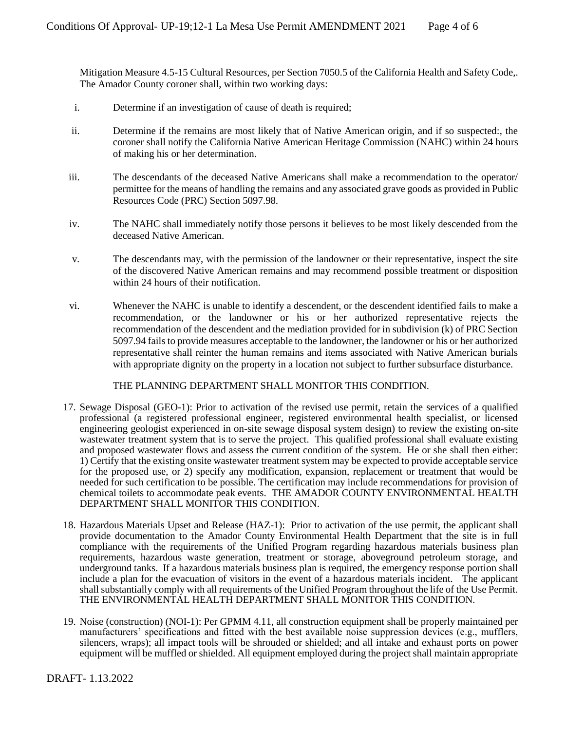Mitigation Measure 4.5-15 Cultural Resources, per Section 7050.5 of the California Health and Safety Code,. The Amador County coroner shall, within two working days:

i. Determine if an investigation of cause of death is required;

ii. Determine if the remains are most likely that of Native American origin, and if so suspected:, the coroner shall notify the California Native American Heritage Commission (NAHC) within 24 hours of making his or her determination.

iii. The descendants of the deceased Native Americans shall make a recommendation to the operator/ permittee for the means of handling the remains and any associated grave goods as provided in Public Resources Code (PRC) Section 5097.98.

iv. The NAHC shall immediately notify those persons it believes to be most likely descended from the deceased Native American.

v. The descendants may, with the permission of the landowner or their representative, inspect the site of the discovered Native American remains and may recommend possible treatment or disposition within 24 hours of their notification.

vi. Whenever the NAHC is unable to identify a descendent, or the descendent identified fails to make a recommendation, or the landowner or his or her authorized representative rejects the recommendation of the descendent and the mediation provided for in subdivision (k) of PRC Section 5097.94 fails to provide measures acceptable to the landowner, the landowner or his or her authorized representative shall reinter the human remains and items associated with Native American burials with appropriate dignity on the property in a location not subject to further subsurface disturbance.

THE PLANNING DEPARTMENT SHALL MONITOR THIS CONDITION.

17. Sewage Disposal (GEO-1): Prior to activation of the revised use permit, retain the services of a qualified professional (a registered professional engineer, registered environmental health specialist, or licensed engineering geologist experienced in on-site sewage disposal system design) to review the existing on-site wastewater treatment system that is to serve the project. This qualified professional shall evaluate existing and proposed wastewater flows and assess the current condition of the system. He or she shall then either: 1) Certify that the existing onsite wastewater treatment system may be expected to provide acceptable service for the proposed use, or 2) specify any modification, expansion, replacement or treatment that would be needed for such certification to be possible. The certification may include recommendations for provision of chemical toilets to accommodate peak events. THE AMADOR COUNTY ENVIRONMENTAL HEALTH DEPARTMENT SHALL MONITOR THIS CONDITION.

18. Hazardous Materials Upset and Release (HAZ-1): Prior to activation of the use permit, the applicant shall provide documentation to the Amador County Environmental Health Department that the site is in full compliance with the requirements of the Unified Program regarding hazardous materials business plan requirements, hazardous waste generation, treatment or storage, aboveground petroleum storage, and underground tanks. If a hazardous materials business plan is required, the emergency response portion shall include a plan for the evacuation of visitors in the event of a hazardous materials incident. The applicant shall substantially comply with all requirements of the Unified Program throughout the life of the Use Permit. THE ENVIRONMENTAL HEALTH DEPARTMENT SHALL MONITOR THIS CONDITION.

19. Noise (construction) (NOI-1): Per GPMM 4.11, all construction equipment shall be properly maintained per manufacturers' specifications and fitted with the best available noise suppression devices (e.g., mufflers, silencers, wraps); all impact tools will be shrouded or shielded; and all intake and exhaust ports on power equipment will be muffled or shielded. All equipment employed during the project shall maintain appropriate

DRAFT- 1.13.2022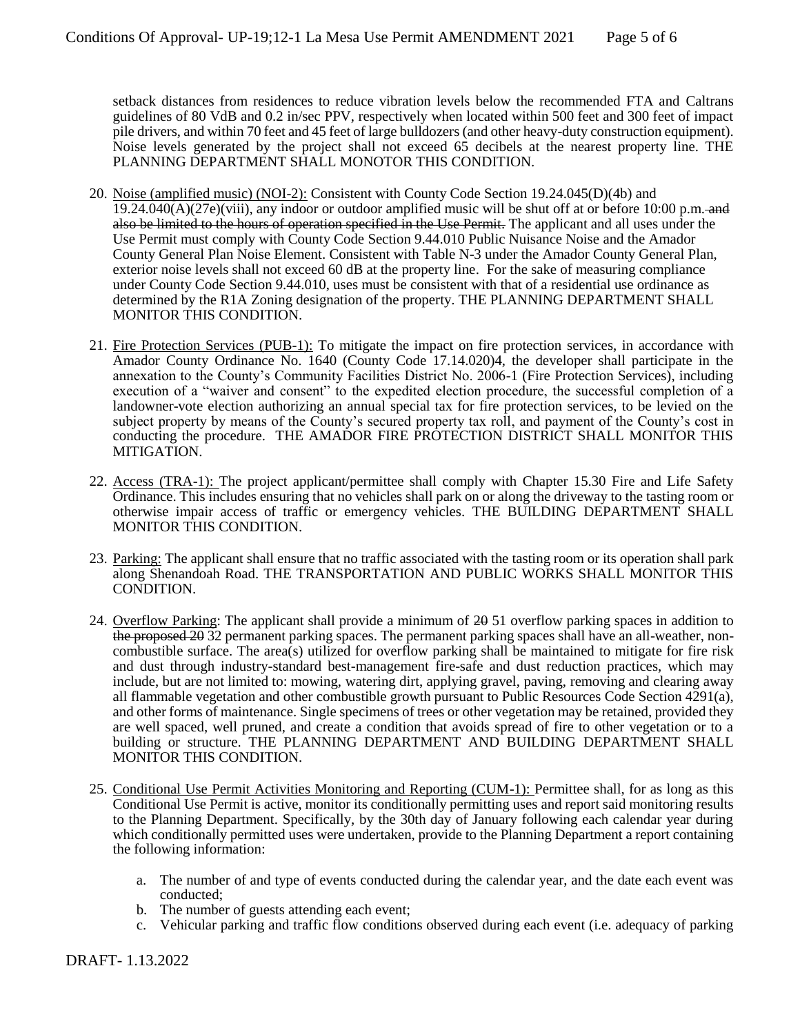setback distances from residences to reduce vibration levels below the recommended FTA and Caltrans guidelines of 80 VdB and 0.2 in/sec PPV, respectively when located within 500 feet and 300 feet of impact pile drivers, and within 70 feet and 45 feet of large bulldozers (and other heavy-duty construction equipment). Noise levels generated by the project shall not exceed 65 decibels at the nearest property line. THE PLANNING DEPARTMENT SHALL MONOTOR THIS CONDITION.

20. Noise (amplified music) (NOI-2): Consistent with County Code Section 19.24.045(D)(4b) and 19.24.040(A)(27e)(viii), any indoor or outdoor amplified music will be shut off at or before 10:00 p.m. ~~and also be limited to the hours of operation specified in the Use Permit.~~ The applicant and all uses under the Use Permit must comply with County Code Section 9.44.010 Public Nuisance Noise and the Amador County General Plan Noise Element. Consistent with Table N-3 under the Amador County General Plan, exterior noise levels shall not exceed 60 dB at the property line. For the sake of measuring compliance under County Code Section 9.44.010, uses must be consistent with that of a residential use ordinance as determined by the R1A Zoning designation of the property. THE PLANNING DEPARTMENT SHALL MONITOR THIS CONDITION.

21. Fire Protection Services (PUB-1): To mitigate the impact on fire protection services, in accordance with Amador County Ordinance No. 1640 (County Code 17.14.020)4, the developer shall participate in the annexation to the County's Community Facilities District No. 2006-1 (Fire Protection Services), including execution of a "waiver and consent" to the expedited election procedure, the successful completion of a landowner-vote election authorizing an annual special tax for fire protection services, to be levied on the subject property by means of the County's secured property tax roll, and payment of the County's cost in conducting the procedure. THE AMADOR FIRE PROTECTION DISTRICT SHALL MONITOR THIS MITIGATION.

22. Access (TRA-1): The project applicant/permittee shall comply with Chapter 15.30 Fire and Life Safety Ordinance. This includes ensuring that no vehicles shall park on or along the driveway to the tasting room or otherwise impair access of traffic or emergency vehicles. THE BUILDING DEPARTMENT SHALL MONITOR THIS CONDITION.

23. Parking: The applicant shall ensure that no traffic associated with the tasting room or its operation shall park along Shenandoah Road. THE TRANSPORTATION AND PUBLIC WORKS SHALL MONITOR THIS CONDITION.

24. Overflow Parking: The applicant shall provide a minimum of ~~20~~ 51 overflow parking spaces in addition to ~~the proposed 20~~ 32 permanent parking spaces. The permanent parking spaces shall have an all-weather, non-combustible surface. The area(s) utilized for overflow parking shall be maintained to mitigate for fire risk and dust through industry-standard best-management fire-safe and dust reduction practices, which may include, but are not limited to: mowing, watering dirt, applying gravel, paving, removing and clearing away all flammable vegetation and other combustible growth pursuant to Public Resources Code Section 4291(a), and other forms of maintenance. Single specimens of trees or other vegetation may be retained, provided they are well spaced, well pruned, and create a condition that avoids spread of fire to other vegetation or to a building or structure. THE PLANNING DEPARTMENT AND BUILDING DEPARTMENT SHALL MONITOR THIS CONDITION.

25. Conditional Use Permit Activities Monitoring and Reporting (CUM-1): Permittee shall, for as long as this Conditional Use Permit is active, monitor its conditionally permitting uses and report said monitoring results to the Planning Department. Specifically, by the 30th day of January following each calendar year during which conditionally permitted uses were undertaken, provide to the Planning Department a report containing the following information:

    a. The number of and type of events conducted during the calendar year, and the date each event was conducted;
    b. The number of guests attending each event;
    c. Vehicular parking and traffic flow conditions observed during each event (i.e. adequacy of parking

DRAFT- 1.13.2022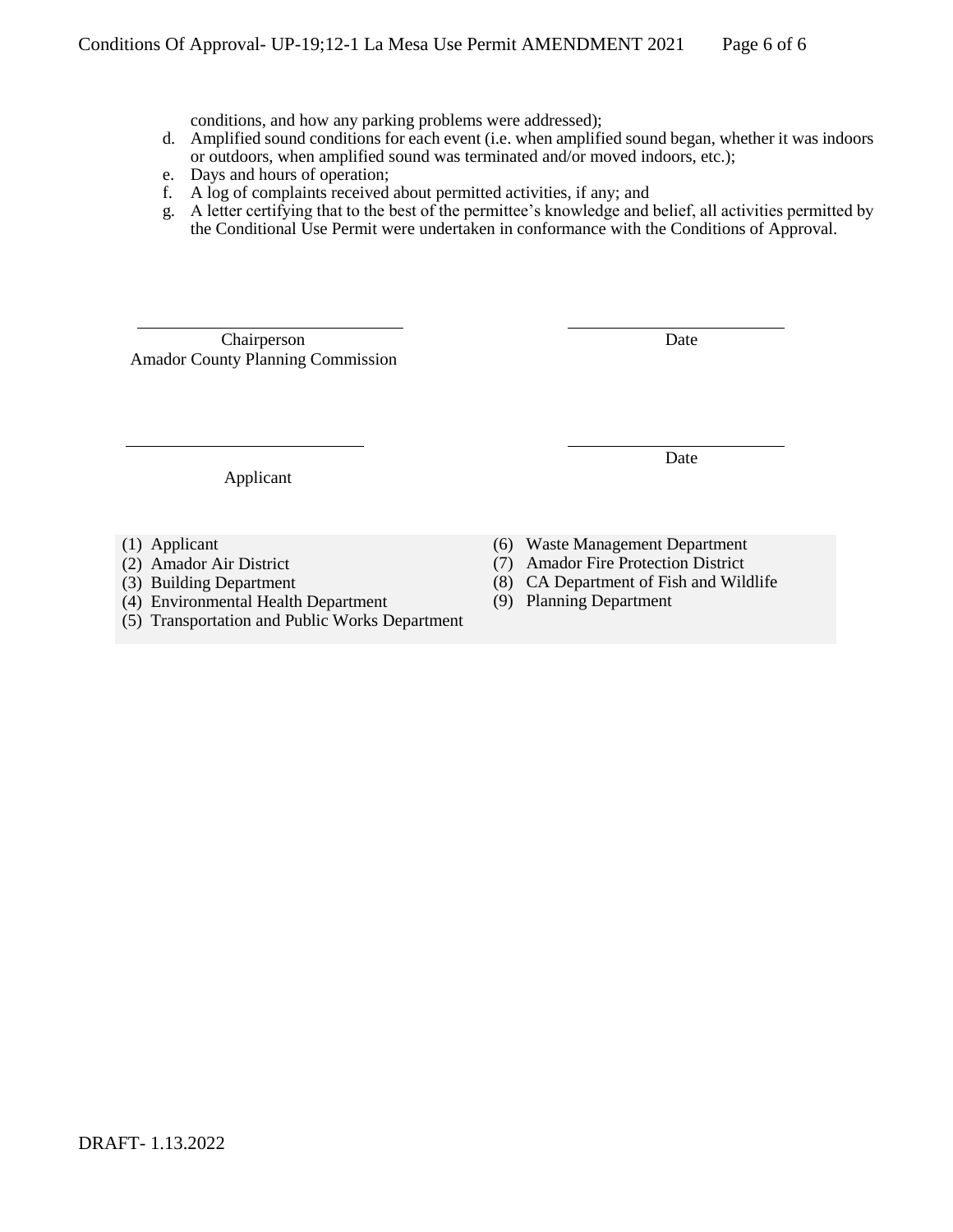conditions, and how any parking problems were addressed);

d. Amplified sound conditions for each event (i.e. when amplified sound began, whether it was indoors or outdoors, when amplified sound was terminated and/or moved indoors, etc.);
e. Days and hours of operation;
f. A log of complaints received about permitted activities, if any; and
g. A letter certifying that to the best of the permittee's knowledge and belief, all activities permitted by the Conditional Use Permit were undertaken in conformance with the Conditions of Approval.

\_\_\_\_\_\_\_\_\_\_\_\_\_\_\_\_\_\_\_\_\_\_\_\_\_\_\_\_\_\_
Chairperson
Amador County Planning Commission

\_\_\_\_\_\_\_\_\_\_\_\_\_\_\_\_\_\_\_\_\_\_\_\_
Date

\_\_\_\_\_\_\_\_\_\_\_\_\_\_\_\_\_\_\_\_\_\_\_\_\_\_\_
Applicant

\_\_\_\_\_\_\_\_\_\_\_\_\_\_\_\_\_\_\_\_\_\_\_\_
Date

(1) Applicant
(2) Amador Air District
(3) Building Department
(4) Environmental Health Department
(5) Transportation and Public Works Department
(6) Waste Management Department
(7) Amador Fire Protection District
(8) CA Department of Fish and Wildlife
(9) Planning Department

DRAFT- 1.13.2022